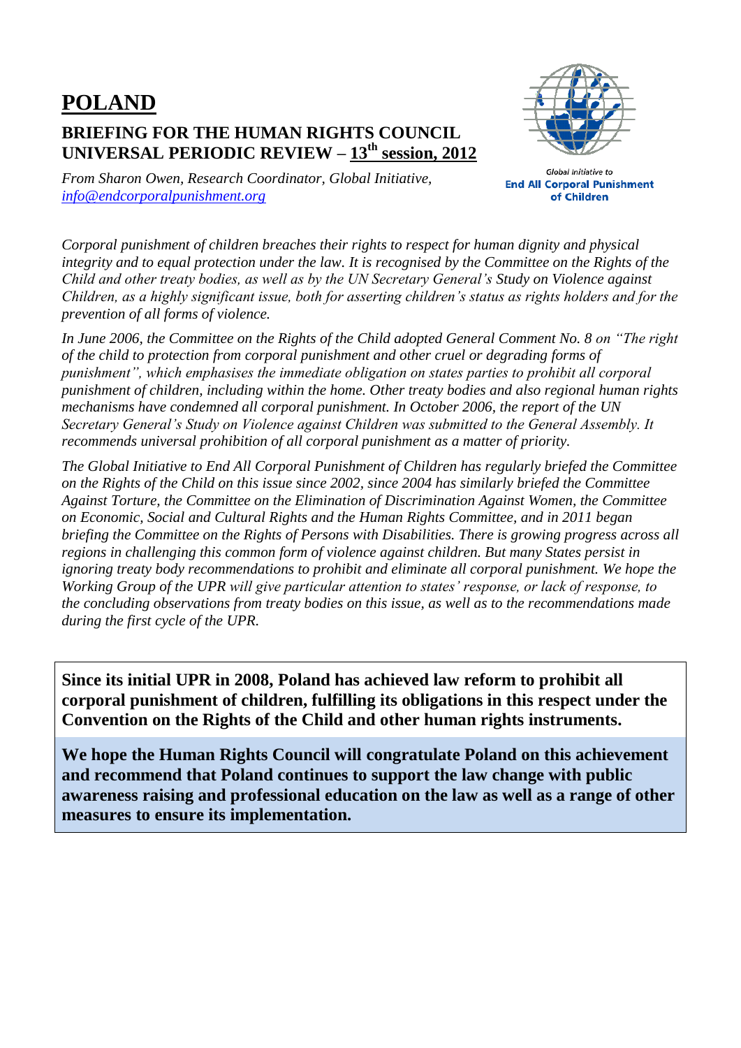# POLAND

## BRIEFING FOR THE HUMAN RIGHTS COUNCIL UNIVERSAL PERIODIC REVIEW – 13th session, 2012

*From Sharon Owen, Research Coordinator, Global Initiative, info@endcorporalpunishment.org*

Global Initiative to **End All Corporal Punishment of Children**

*Corporal punishment of children breaches their rights to respect for human dignity and physical integrity and to equal protection under the law. It is recognised by the Committee on the Rights of the Child and other treaty bodies, as well as by the UN Secretary General's Study on Violence against Children, as a highly significant issue, both for asserting children's status as rights holders and for the prevention of all forms of violence.*

*In June 2006, the Committee on the Rights of the Child adopted General Comment No. 8 on "The right of the child to protection from corporal punishment and other cruel or degrading forms of punishment", which emphasises the immediate obligation on states parties to prohibit all corporal punishment of children, including within the home. Other treaty bodies and also regional human rights mechanisms have condemned all corporal punishment. In October 2006, the report of the UN Secretary General's Study on Violence against Children was submitted to the General Assembly. It recommends universal prohibition of all corporal punishment as a matter of priority.*

*The Global Initiative to End All Corporal Punishment of Children has regularly briefed the Committee on the Rights of the Child on this issue since 2002, since 2004 has similarly briefed the Committee Against Torture, the Committee on the Elimination of Discrimination Against Women, the Committee on Economic, Social and Cultural Rights and the Human Rights Committee, and in 2011 began briefing the Committee on the Rights of Persons with Disabilities. There is growing progress across all regions in challenging this common form of violence against children. But many States persist in ignoring treaty body recommendations to prohibit and eliminate all corporal punishment. We hope the Working Group of the UPR will give particular attention to states' response, or lack of response, to the concluding observations from treaty bodies on this issue, as well as to the recommendations made during the first cycle of the UPR.*

**Since its initial UPR in 2008, Poland has achieved law reform to prohibit all corporal punishment of children, fulfilling its obligations in this respect under the Convention on the Rights of the Child and other human rights instruments.**

**We hope the Human Rights Council will congratulate Poland on this achievement and recommend that Poland continues to support the law change with public awareness raising and professional education on the law as well as a range of other measures to ensure its implementation.**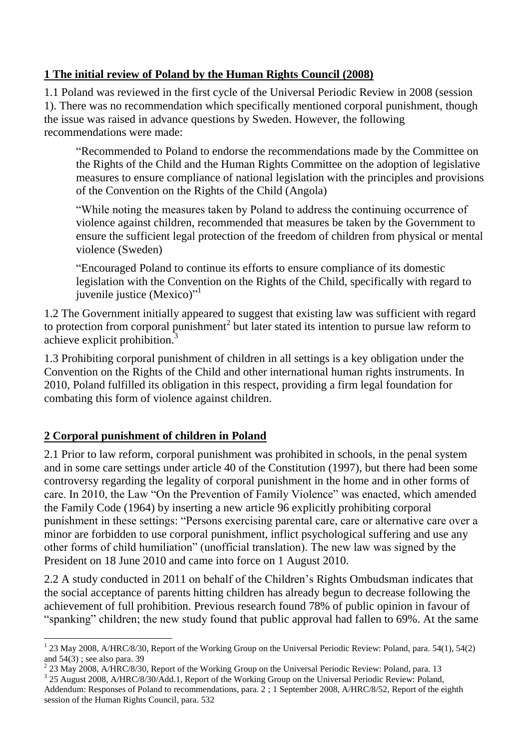## 1 The initial review of Poland by the Human Rights Council (2008)

1.1 Poland was reviewed in the first cycle of the Universal Periodic Review in 2008 (session 1). There was no recommendation which specifically mentioned corporal punishment, though the issue was raised in advance questions by Sweden. However, the following recommendations were made:

> "Recommended to Poland to endorse the recommendations made by the Committee on the Rights of the Child and the Human Rights Committee on the adoption of legislative measures to ensure compliance of national legislation with the principles and provisions of the Convention on the Rights of the Child (Angola)
>
> "While noting the measures taken by Poland to address the continuing occurrence of violence against children, recommended that measures be taken by the Government to ensure the sufficient legal protection of the freedom of children from physical or mental violence (Sweden)
>
> "Encouraged Poland to continue its efforts to ensure compliance of its domestic legislation with the Convention on the Rights of the Child, specifically with regard to juvenile justice (Mexico)"[1]

1.2 The Government initially appeared to suggest that existing law was sufficient with regard to protection from corporal punishment[2] but later stated its intention to pursue law reform to achieve explicit prohibition.[3]

1.3 Prohibiting corporal punishment of children in all settings is a key obligation under the Convention on the Rights of the Child and other international human rights instruments. In 2010, Poland fulfilled its obligation in this respect, providing a firm legal foundation for combating this form of violence against children.

## 2 Corporal punishment of children in Poland

2.1 Prior to law reform, corporal punishment was prohibited in schools, in the penal system and in some care settings under article 40 of the Constitution (1997), but there had been some controversy regarding the legality of corporal punishment in the home and in other forms of care. In 2010, the Law "On the Prevention of Family Violence" was enacted, which amended the Family Code (1964) by inserting a new article 96 explicitly prohibiting corporal punishment in these settings: "Persons exercising parental care, care or alternative care over a minor are forbidden to use corporal punishment, inflict psychological suffering and use any other forms of child humiliation" (unofficial translation). The new law was signed by the President on 18 June 2010 and came into force on 1 August 2010.

2.2 A study conducted in 2011 on behalf of the Children's Rights Ombudsman indicates that the social acceptance of parents hitting children has already begun to decrease following the achievement of full prohibition. Previous research found 78% of public opinion in favour of "spanking" children; the new study found that public approval had fallen to 69%. At the same

---

[1] 23 May 2008, A/HRC/8/30, Report of the Working Group on the Universal Periodic Review: Poland, para. 54(1), 54(2) and 54(3) ; see also para. 39

[2] 23 May 2008, A/HRC/8/30, Report of the Working Group on the Universal Periodic Review: Poland, para. 13

[3] 25 August 2008, A/HRC/8/30/Add.1, Report of the Working Group on the Universal Periodic Review: Poland, Addendum: Responses of Poland to recommendations, para. 2 ; 1 September 2008, A/HRC/8/52, Report of the eighth session of the Human Rights Council, para. 532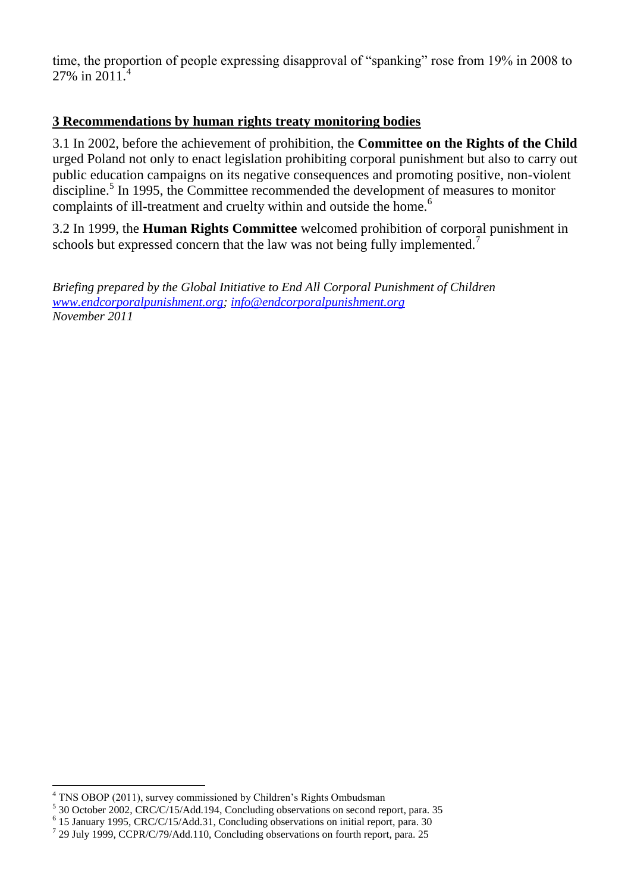time, the proportion of people expressing disapproval of "spanking" rose from 19% in 2008 to 27% in 2011.[4]

## 3 Recommendations by human rights treaty monitoring bodies

3.1 In 2002, before the achievement of prohibition, the **Committee on the Rights of the Child** urged Poland not only to enact legislation prohibiting corporal punishment but also to carry out public education campaigns on its negative consequences and promoting positive, non-violent discipline.[5] In 1995, the Committee recommended the development of measures to monitor complaints of ill-treatment and cruelty within and outside the home.[6]

3.2 In 1999, the **Human Rights Committee** welcomed prohibition of corporal punishment in schools but expressed concern that the law was not being fully implemented.[7]

*Briefing prepared by the Global Initiative to End All Corporal Punishment of Children*
*www.endcorporalpunishment.org; info@endcorporalpunishment.org*
*November 2011*

---

[4] TNS OBOP (2011), survey commissioned by Children's Rights Ombudsman

[5] 30 October 2002, CRC/C/15/Add.194, Concluding observations on second report, para. 35

[6] 15 January 1995, CRC/C/15/Add.31, Concluding observations on initial report, para. 30

[7] 29 July 1999, CCPR/C/79/Add.110, Concluding observations on fourth report, para. 25